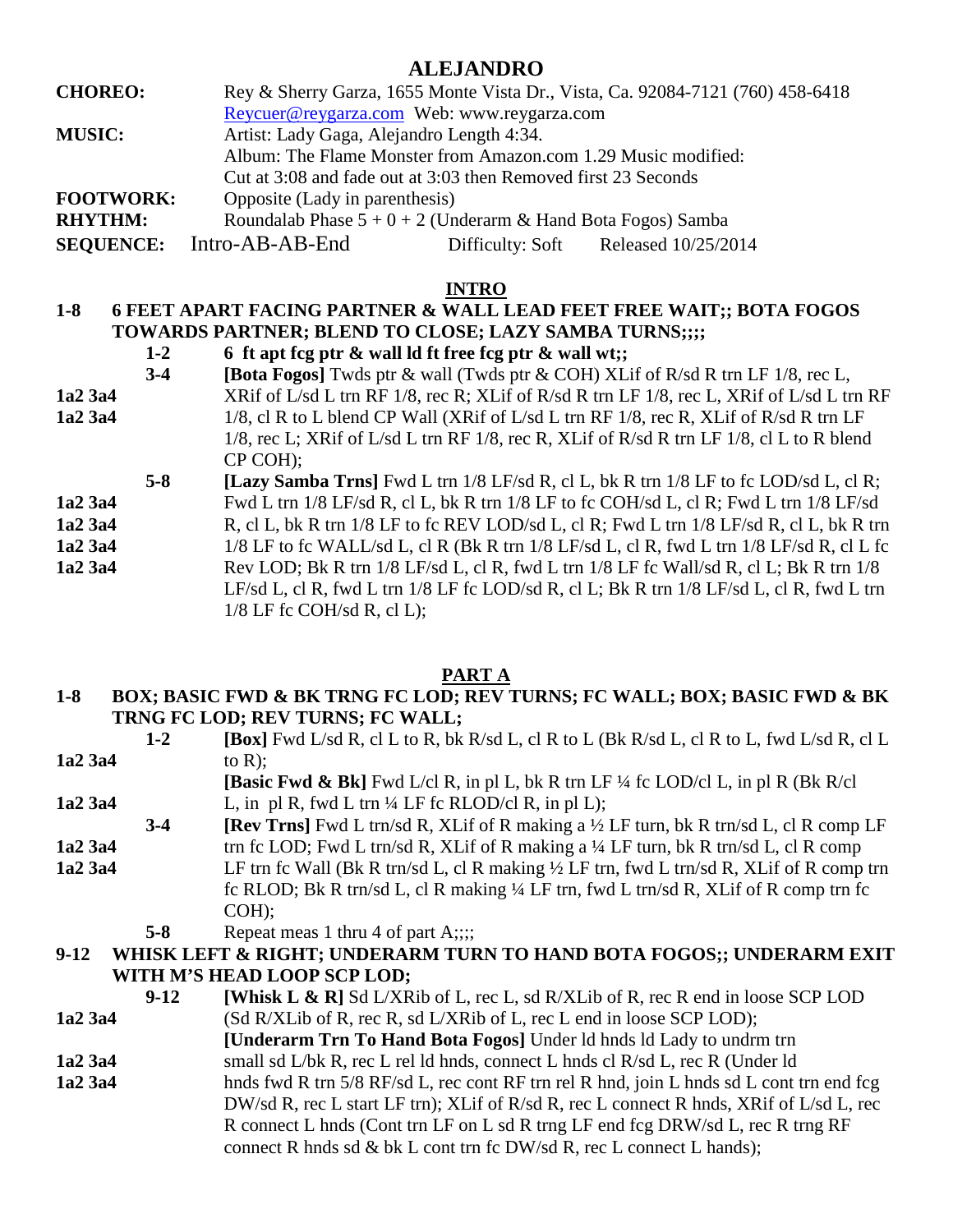# ALEJANDRO

**CHOREO:** Rey & Sherry Garza, 1655 Monte Vista Dr., Vista, Ca. 92084-7121 (760) 458-6418
Reycuer@reygarza.com Web: www.reygarza.com

**MUSIC:** Artist: Lady Gaga, Alejandro Length 4:34.
Album: The Flame Monster from Amazon.com 1.29 Music modified:
Cut at 3:08 and fade out at 3:03 then Removed first 23 Seconds

**FOOTWORK:** Opposite (Lady in parenthesis)

**RHYTHM:** Roundalab Phase 5 + 0 + 2 (Underarm & Hand Bota Fogos) Samba

**SEQUENCE:** Intro-AB-AB-End  Difficulty: Soft  Released 10/25/2014

## INTRO

**1-8 6 FEET APART FACING PARTNER & WALL LEAD FEET FREE WAIT;; BOTA FOGOS TOWARDS PARTNER; BLEND TO CLOSE; LAZY SAMBA TURNS;;;;**

**1-2** **6 ft apt fcg ptr & wall ld ft free fcg ptr & wall wt;;**

**3-4** **[Bota Fogos]** Twds ptr & wall (Twds ptr & COH) XLif of R/sd R trn LF 1/8, rec L,
1a2 3a4 XRif of L/sd L trn RF 1/8, rec R; XLif of R/sd R trn LF 1/8, rec L, XRif of L/sd L trn RF
1a2 3a4 1/8, cl R to L blend CP Wall (XRif of L/sd L trn RF 1/8, rec R, XLif of R/sd R trn LF 1/8, rec L; XRif of L/sd L trn RF 1/8, rec R, XLif of R/sd R trn LF 1/8, cl L to R blend CP COH);

**5-8** **[Lazy Samba Trns]** Fwd L trn 1/8 LF/sd R, cl L, bk R trn 1/8 LF to fc LOD/sd L, cl R;
1a2 3a4 Fwd L trn 1/8 LF/sd R, cl L, bk R trn 1/8 LF to fc COH/sd L, cl R; Fwd L trn 1/8 LF/sd
1a2 3a4 R, cl L, bk R trn 1/8 LF to fc REV LOD/sd L, cl R; Fwd L trn 1/8 LF/sd R, cl L, bk R trn
1a2 3a4 1/8 LF to fc WALL/sd L, cl R (Bk R trn 1/8 LF/sd L, cl R, fwd L trn 1/8 LF/sd R, cl L fc
1a2 3a4 Rev LOD; Bk R trn 1/8 LF/sd L, cl R, fwd L trn 1/8 LF fc Wall/sd R, cl L; Bk R trn 1/8 LF/sd L, cl R, fwd L trn 1/8 LF fc LOD/sd R, cl L; Bk R trn 1/8 LF/sd L, cl R, fwd L trn 1/8 LF fc COH/sd R, cl L);

## PART A

**1-8 BOX; BASIC FWD & BK TRNG FC LOD; REV TURNS; FC WALL; BOX; BASIC FWD & BK TRNG FC LOD; REV TURNS; FC WALL;**

**1-2** **[Box]** Fwd L/sd R, cl L to R, bk R/sd L, cl R to L (Bk R/sd L, cl R to L, fwd L/sd R, cl L
1a2 3a4 to R);
**[Basic Fwd & Bk]** Fwd L/cl R, in pl L, bk R trn LF ¼ fc LOD/cl L, in pl R (Bk R/cl
1a2 3a4 L, in pl R, fwd L trn ¼ LF fc RLOD/cl R, in pl L);

**3-4** **[Rev Trns]** Fwd L trn/sd R, XLif of R making a ½ LF turn, bk R trn/sd L, cl R comp LF
1a2 3a4 trn fc LOD; Fwd L trn/sd R, XLif of R making a ¼ LF turn, bk R trn/sd L, cl R comp
1a2 3a4 LF trn fc Wall (Bk R trn/sd L, cl R making ½ LF trn, fwd L trn/sd R, XLif of R comp trn fc RLOD; Bk R trn/sd L, cl R making ¼ LF trn, fwd L trn/sd R, XLif of R comp trn fc COH);

**5-8** Repeat meas 1 thru 4 of part A;;;;

**9-12 WHISK LEFT & RIGHT; UNDERARM TURN TO HAND BOTA FOGOS;; UNDERARM EXIT WITH M'S HEAD LOOP SCP LOD;**

**9-12** **[Whisk L & R]** Sd L/XRib of L, rec L, sd R/XLib of R, rec R end in loose SCP LOD
1a2 3a4 (Sd R/XLib of R, rec R, sd L/XRib of L, rec L end in loose SCP LOD);
**[Underarm Trn To Hand Bota Fogos]** Under ld hnds ld Lady to undrm trn
1a2 3a4 small sd L/bk R, rec L rel ld hnds, connect L hnds cl R/sd L, rec R (Under ld
1a2 3a4 hnds fwd R trn 5/8 RF/sd L, rec cont RF trn rel R hnd, join L hnds sd L cont trn end fcg DW/sd R, rec L start LF trn); XLif of R/sd R, rec L connect R hnds, XRif of L/sd L, rec R connect L hnds (Cont trn LF on L sd R trng LF end fcg DRW/sd L, rec R trng RF connect R hnds sd & bk L cont trn fc DW/sd R, rec L connect L hands);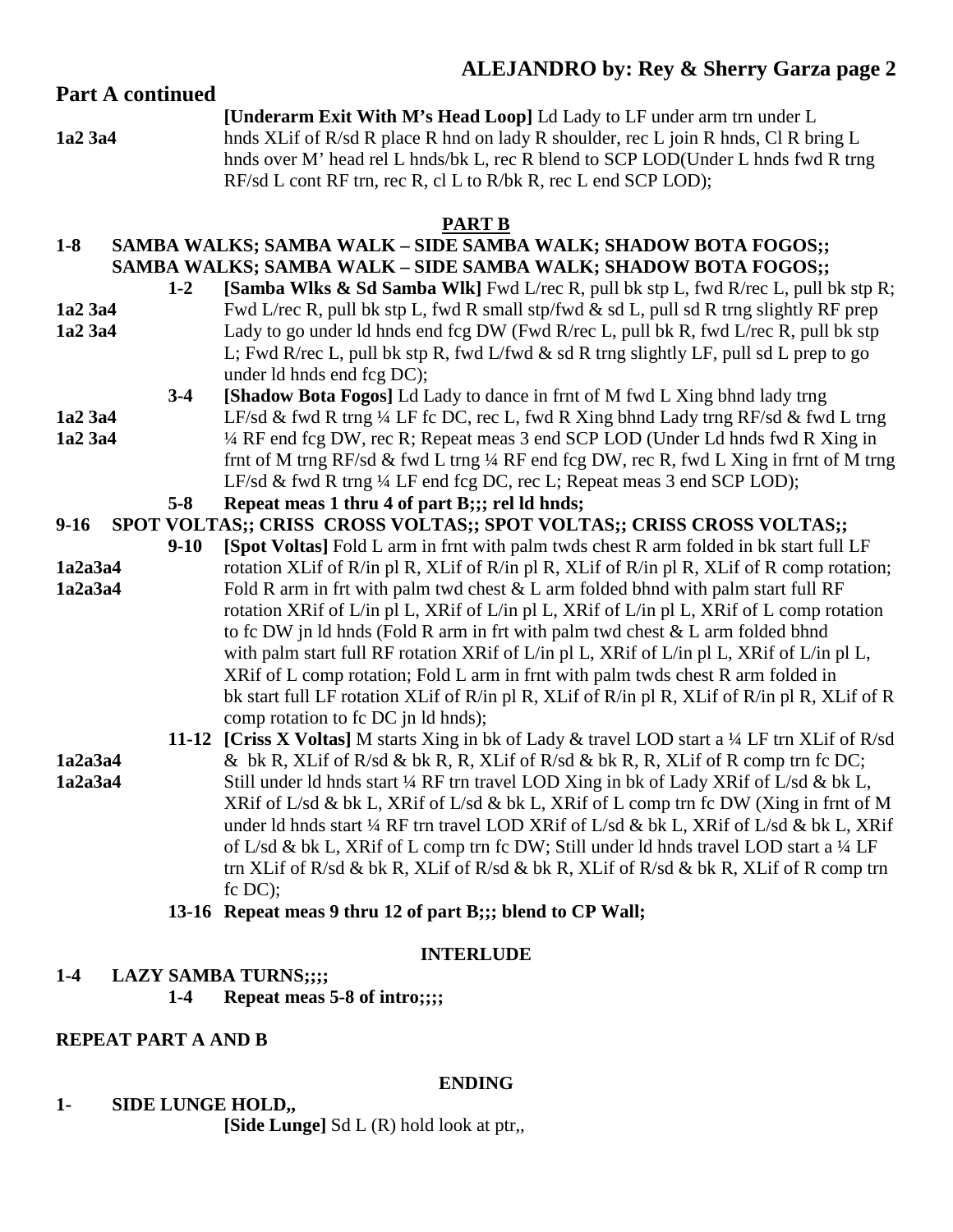## Part A continued

**1a2 3a4** **[Underarm Exit With M's Head Loop]** Ld Lady to LF under arm trn under L hnds XLif of R/sd R place R hnd on lady R shoulder, rec L join R hnds, Cl R bring L hnds over M' head rel L hnds/bk L, rec R blend to SCP LOD(Under L hnds fwd R trng RF/sd L cont RF trn, rec R, cl L to R/bk R, rec L end SCP LOD);

## PART B

**1-8 SAMBA WALKS; SAMBA WALK – SIDE SAMBA WALK; SHADOW BOTA FOGOS;; SAMBA WALKS; SAMBA WALK – SIDE SAMBA WALK; SHADOW BOTA FOGOS;;**

**1-2** **[Samba Wlks & Sd Samba Wlk]** Fwd L/rec R, pull bk stp L, fwd R/rec L, pull bk stp R;
**1a2 3a4** Fwd L/rec R, pull bk stp L, fwd R small stp/fwd & sd L, pull sd R trng slightly RF prep
**1a2 3a4** Lady to go under ld hnds end fcg DW (Fwd R/rec L, pull bk R, fwd L/rec R, pull bk stp L; Fwd R/rec L, pull bk stp R, fwd L/fwd & sd R trng slightly LF, pull sd L prep to go under ld hnds end fcg DC);

**3-4** **[Shadow Bota Fogos]** Ld Lady to dance in frnt of M fwd L Xing bhnd lady trng
**1a2 3a4** LF/sd & fwd R trng ¼ LF fc DC, rec L, fwd R Xing bhnd Lady trng RF/sd & fwd L trng
**1a2 3a4** ¼ RF end fcg DW, rec R; Repeat meas 3 end SCP LOD (Under Ld hnds fwd R Xing in frnt of M trng RF/sd & fwd L trng ¼ RF end fcg DW, rec R, fwd L Xing in frnt of M trng LF/sd & fwd R trng ¼ LF end fcg DC, rec L; Repeat meas 3 end SCP LOD);

**5-8** **Repeat meas 1 thru 4 of part B;;; rel ld hnds;**

**9-16 SPOT VOLTAS;; CRISS CROSS VOLTAS;; SPOT VOLTAS;; CRISS CROSS VOLTAS;;**

**9-10** **[Spot Voltas]** Fold L arm in frnt with palm twds chest R arm folded in bk start full LF
**1a2a3a4** rotation XLif of R/in pl R, XLif of R/in pl R, XLif of R/in pl R, XLif of R comp rotation;
**1a2a3a4** Fold R arm in frt with palm twd chest & L arm folded bhnd with palm start full RF rotation XRif of L/in pl L, XRif of L/in pl L, XRif of L/in pl L, XRif of L comp rotation to fc DW jn ld hnds (Fold R arm in frt with palm twd chest & L arm folded bhnd with palm start full RF rotation XRif of L/in pl L, XRif of L/in pl L, XRif of L/in pl L, XRif of L comp rotation; Fold L arm in frnt with palm twds chest R arm folded in bk start full LF rotation XLif of R/in pl R, XLif of R/in pl R, XLif of R/in pl R, XLif of R comp rotation to fc DC jn ld hnds);

**11-12** **[Criss X Voltas]** M starts Xing in bk of Lady & travel LOD start a ¼ LF trn XLif of R/sd
**1a2a3a4** & bk R, XLif of R/sd & bk R, R, XLif of R/sd & bk R, R, XLif of R comp trn fc DC;
**1a2a3a4** Still under ld hnds start ¼ RF trn travel LOD Xing in bk of Lady XRif of L/sd & bk L, XRif of L/sd & bk L, XRif of L/sd & bk L, XRif of L comp trn fc DW (Xing in frnt of M under ld hnds start ¼ RF trn travel LOD XRif of L/sd & bk L, XRif of L/sd & bk L, XRif of L/sd & bk L, XRif of L comp trn fc DW; Still under ld hnds travel LOD start a ¼ LF trn XLif of R/sd & bk R, XLif of R/sd & bk R, XLif of R/sd & bk R, XLif of R comp trn fc DC);

**13-16** **Repeat meas 9 thru 12 of part B;;; blend to CP Wall;**

## INTERLUDE

**1-4 LAZY SAMBA TURNS;;;;**

**1-4** **Repeat meas 5-8 of intro;;;;**

**REPEAT PART A AND B**

## ENDING

**1- SIDE LUNGE HOLD,,**

**[Side Lunge]** Sd L (R) hold look at ptr,,